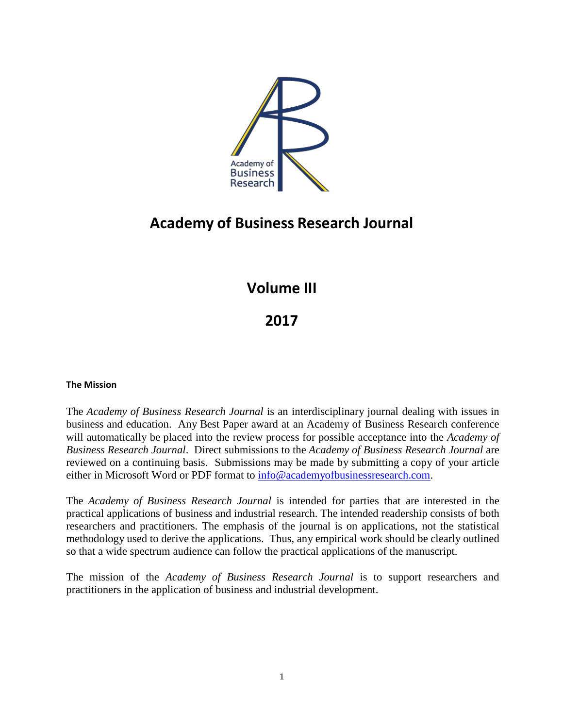Academy of Business Research

# Academy of Business Research Journal

## Volume III

## 2017

**The Mission**

The *Academy of Business Research Journal* is an interdisciplinary journal dealing with issues in business and education. Any Best Paper award at an Academy of Business Research conference will automatically be placed into the review process for possible acceptance into the *Academy of Business Research Journal*. Direct submissions to the *Academy of Business Research Journal* are reviewed on a continuing basis. Submissions may be made by submitting a copy of your article either in Microsoft Word or PDF format to info@academyofbusinessresearch.com.

The *Academy of Business Research Journal* is intended for parties that are interested in the practical applications of business and industrial research. The intended readership consists of both researchers and practitioners. The emphasis of the journal is on applications, not the statistical methodology used to derive the applications. Thus, any empirical work should be clearly outlined so that a wide spectrum audience can follow the practical applications of the manuscript.

The mission of the *Academy of Business Research Journal* is to support researchers and practitioners in the application of business and industrial development.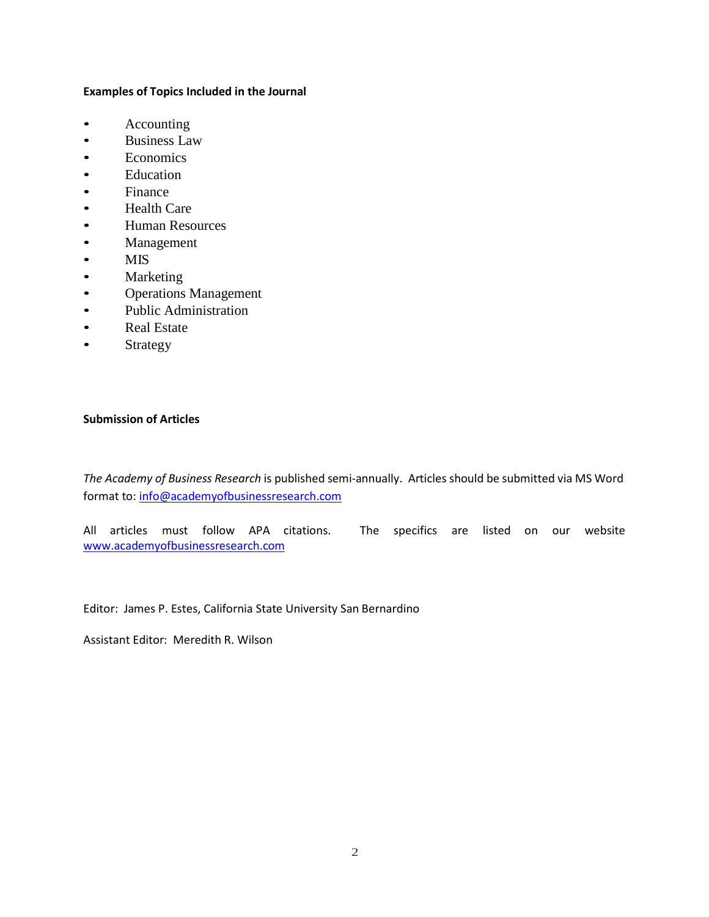**Examples of Topics Included in the Journal**

- Accounting
- Business Law
- Economics
- Education
- Finance
- Health Care
- Human Resources
- Management
- MIS
- Marketing
- Operations Management
- Public Administration
- Real Estate
- Strategy

**Submission of Articles**

*The Academy of Business Research* is published semi-annually. Articles should be submitted via MS Word format to: info@academyofbusinessresearch.com

All articles must follow APA citations. The specifics are listed on our website www.academyofbusinessresearch.com

Editor: James P. Estes, California State University San Bernardino

Assistant Editor: Meredith R. Wilson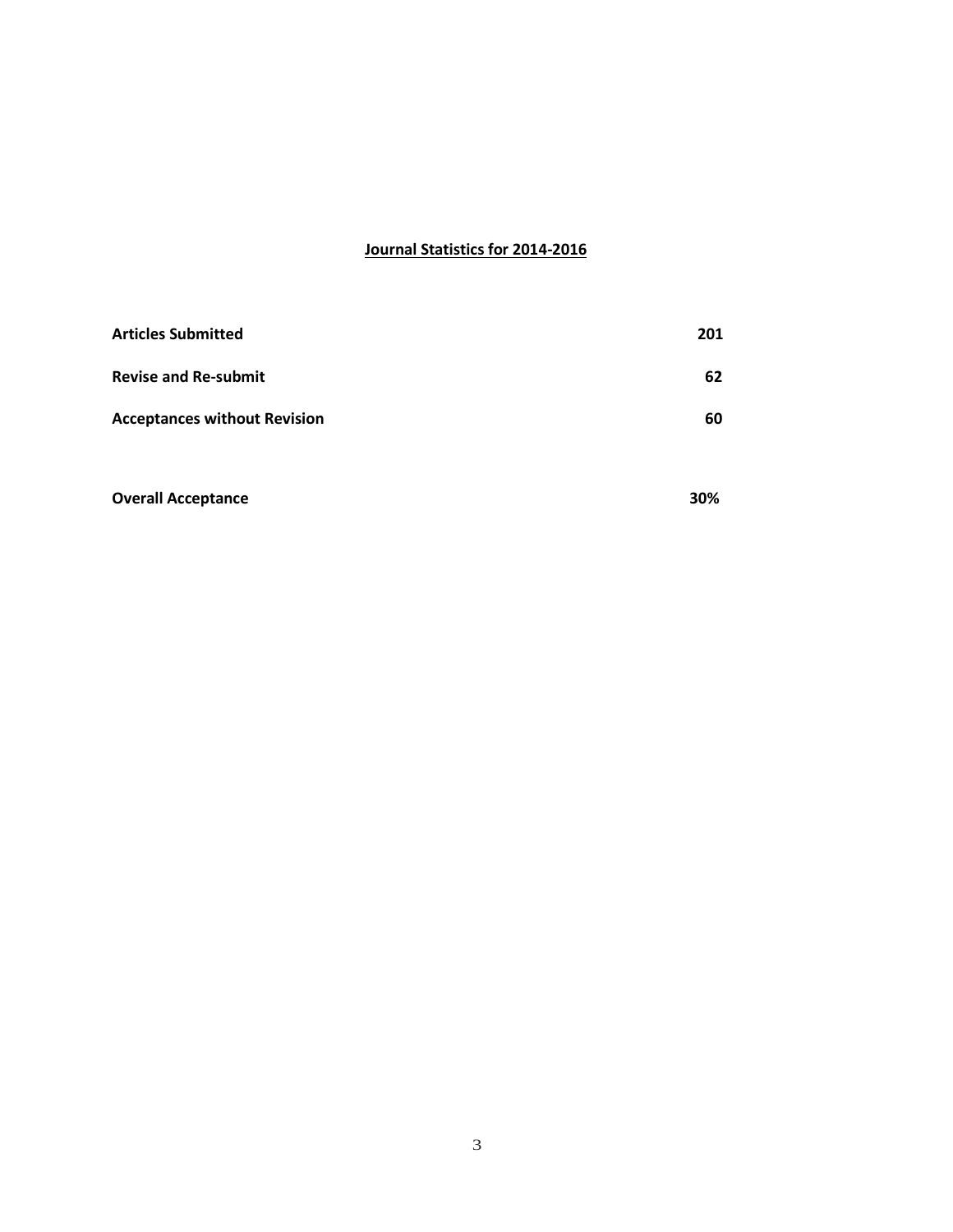## Journal Statistics for 2014-2016

| | |
|---|---|
| **Articles Submitted** | **201** |
| **Revise and Re-submit** | **62** |
| **Acceptances without Revision** | **60** |
| | |
| **Overall Acceptance** | **30%** |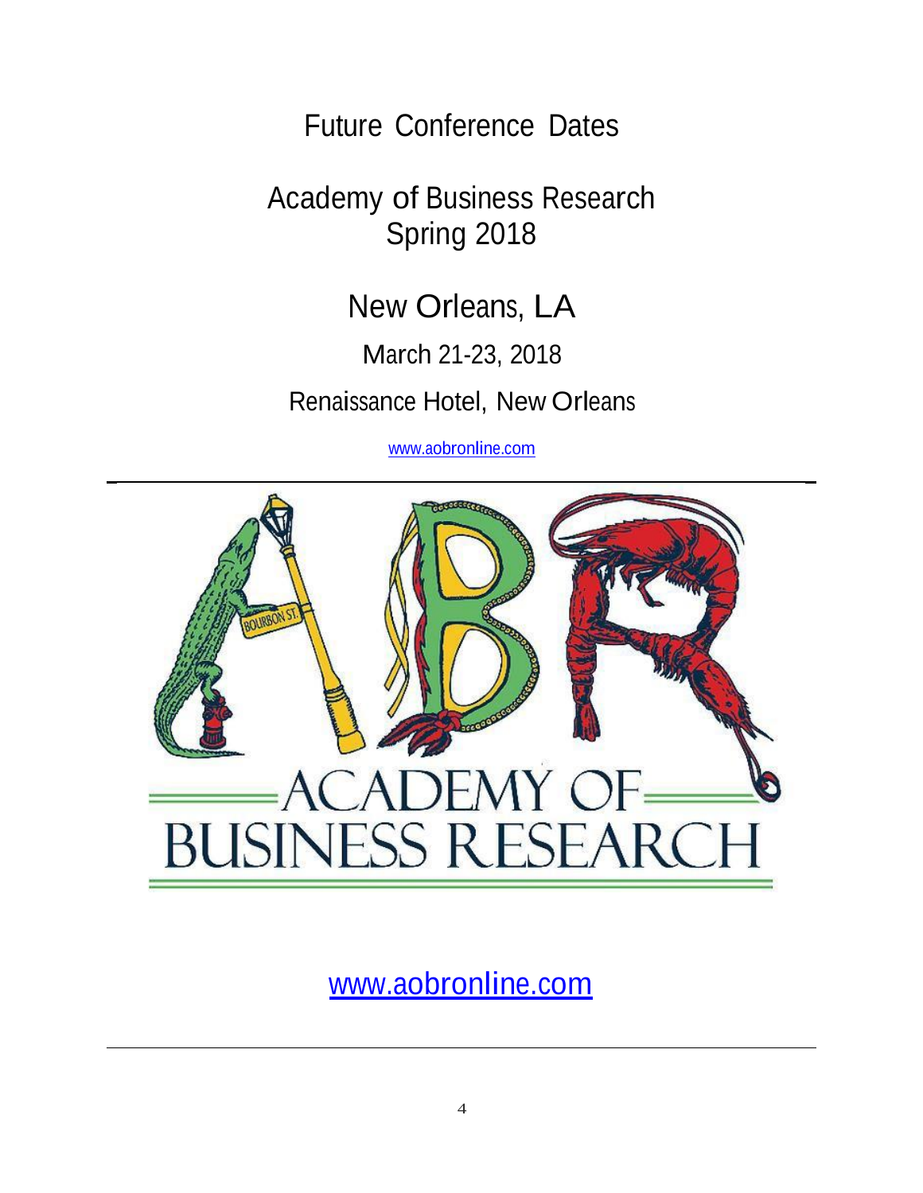# Future Conference Dates

## Academy of Business Research
## Spring 2018

## New Orleans, LA

March 21-23, 2018

Renaissance Hotel, New Orleans

www.aobronline.com

ACADEMY OF BUSINESS RESEARCH

www.aobronline.com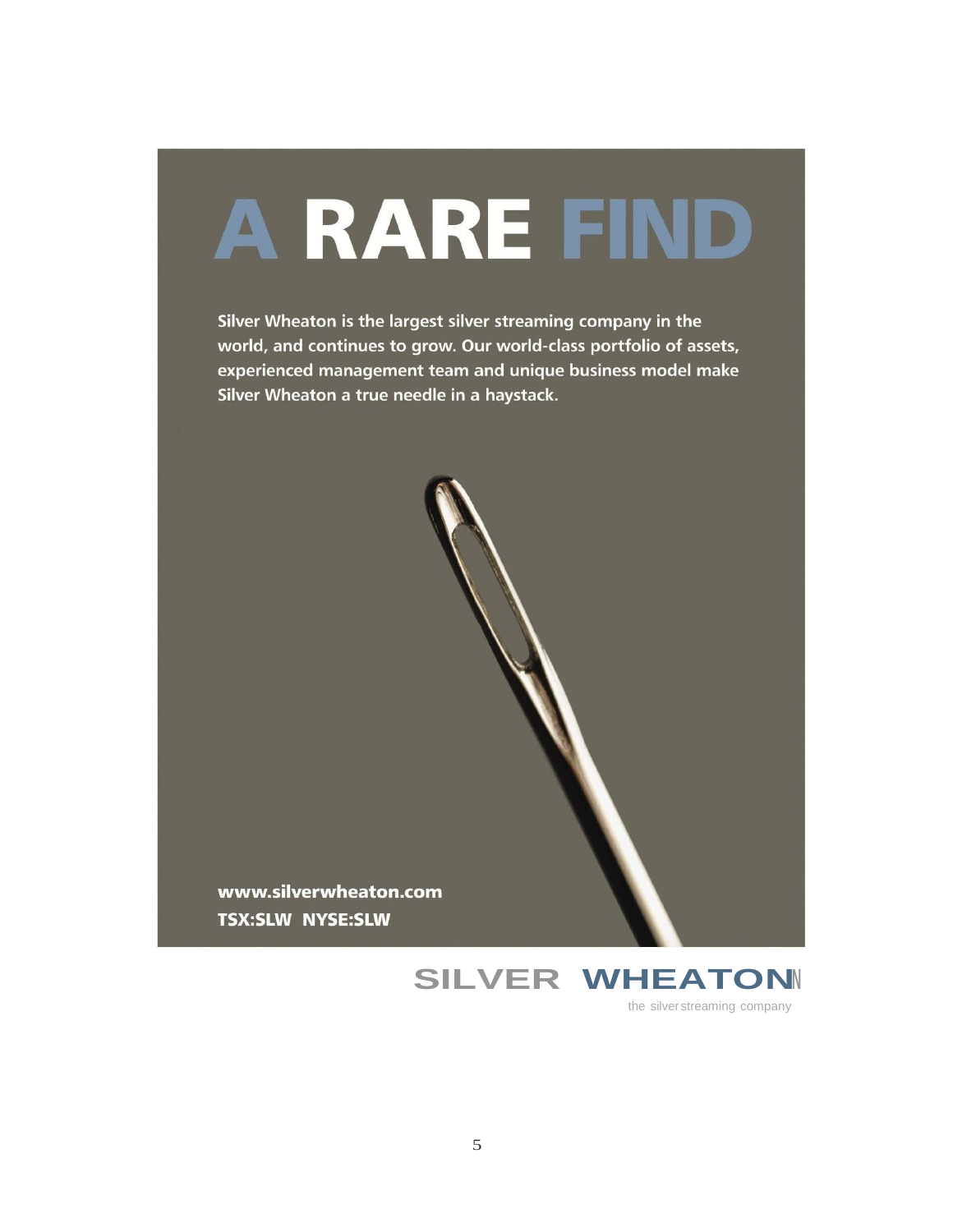# A RARE FIND

**Silver Wheaton is the largest silver streaming company in the world, and continues to grow. Our world-class portfolio of assets, experienced management team and unique business model make Silver Wheaton a true needle in a haystack.**

**www.silverwheaton.com**
**TSX:SLW NYSE:SLW**

**SILVER WHEATON**
the silver streaming company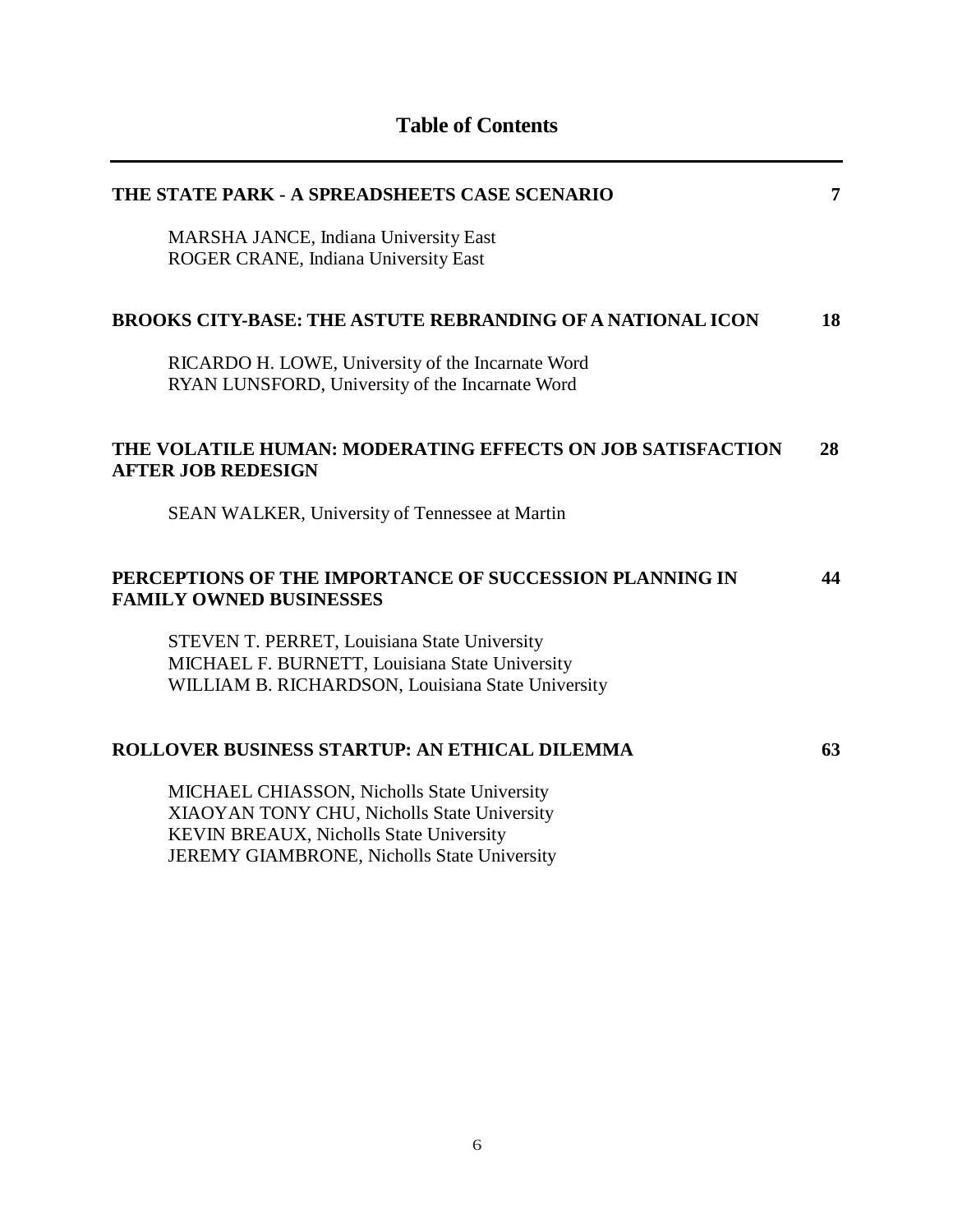# Table of Contents

---

**THE STATE PARK - A SPREADSHEETS CASE SCENARIO** **7**

MARSHA JANCE, Indiana University East
ROGER CRANE, Indiana University East

**BROOKS CITY-BASE: THE ASTUTE REBRANDING OF A NATIONAL ICON** **18**

RICARDO H. LOWE, University of the Incarnate Word
RYAN LUNSFORD, University of the Incarnate Word

**THE VOLATILE HUMAN: MODERATING EFFECTS ON JOB SATISFACTION AFTER JOB REDESIGN** **28**

SEAN WALKER, University of Tennessee at Martin

**PERCEPTIONS OF THE IMPORTANCE OF SUCCESSION PLANNING IN FAMILY OWNED BUSINESSES** **44**

STEVEN T. PERRET, Louisiana State University
MICHAEL F. BURNETT, Louisiana State University
WILLIAM B. RICHARDSON, Louisiana State University

**ROLLOVER BUSINESS STARTUP: AN ETHICAL DILEMMA** **63**

MICHAEL CHIASSON, Nicholls State University
XIAOYAN TONY CHU, Nicholls State University
KEVIN BREAUX, Nicholls State University
JEREMY GIAMBRONE, Nicholls State University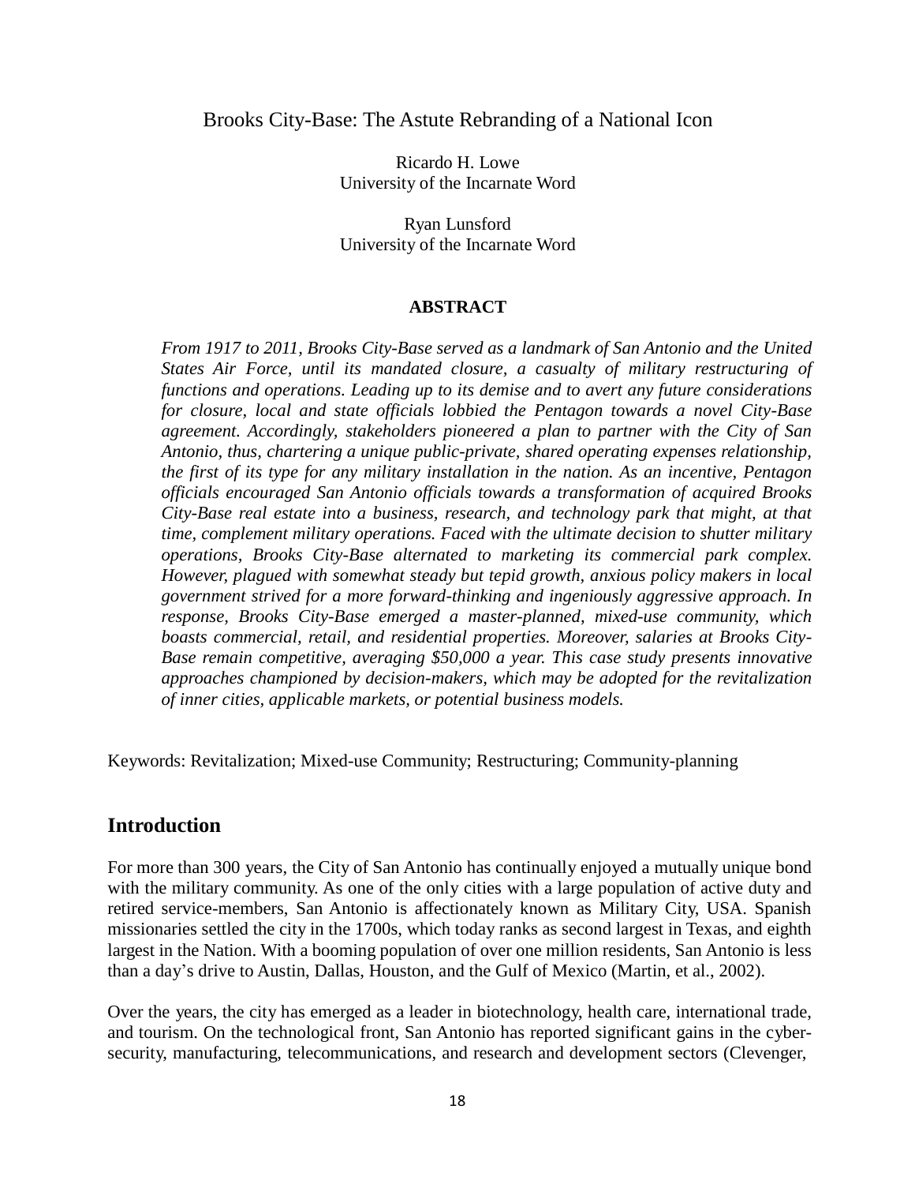# Brooks City-Base: The Astute Rebranding of a National Icon

Ricardo H. Lowe
University of the Incarnate Word

Ryan Lunsford
University of the Incarnate Word

## ABSTRACT

*From 1917 to 2011, Brooks City-Base served as a landmark of San Antonio and the United States Air Force, until its mandated closure, a casualty of military restructuring of functions and operations. Leading up to its demise and to avert any future considerations for closure, local and state officials lobbied the Pentagon towards a novel City-Base agreement. Accordingly, stakeholders pioneered a plan to partner with the City of San Antonio, thus, chartering a unique public-private, shared operating expenses relationship, the first of its type for any military installation in the nation. As an incentive, Pentagon officials encouraged San Antonio officials towards a transformation of acquired Brooks City-Base real estate into a business, research, and technology park that might, at that time, complement military operations. Faced with the ultimate decision to shutter military operations, Brooks City-Base alternated to marketing its commercial park complex. However, plagued with somewhat steady but tepid growth, anxious policy makers in local government strived for a more forward-thinking and ingeniously aggressive approach. In response, Brooks City-Base emerged a master-planned, mixed-use community, which boasts commercial, retail, and residential properties. Moreover, salaries at Brooks City-Base remain competitive, averaging $50,000 a year. This case study presents innovative approaches championed by decision-makers, which may be adopted for the revitalization of inner cities, applicable markets, or potential business models.*

Keywords: Revitalization; Mixed-use Community; Restructuring; Community-planning

## Introduction

For more than 300 years, the City of San Antonio has continually enjoyed a mutually unique bond with the military community. As one of the only cities with a large population of active duty and retired service-members, San Antonio is affectionately known as Military City, USA. Spanish missionaries settled the city in the 1700s, which today ranks as second largest in Texas, and eighth largest in the Nation. With a booming population of over one million residents, San Antonio is less than a day's drive to Austin, Dallas, Houston, and the Gulf of Mexico (Martin, et al., 2002).

Over the years, the city has emerged as a leader in biotechnology, health care, international trade, and tourism. On the technological front, San Antonio has reported significant gains in the cyber-security, manufacturing, telecommunications, and research and development sectors (Clevenger,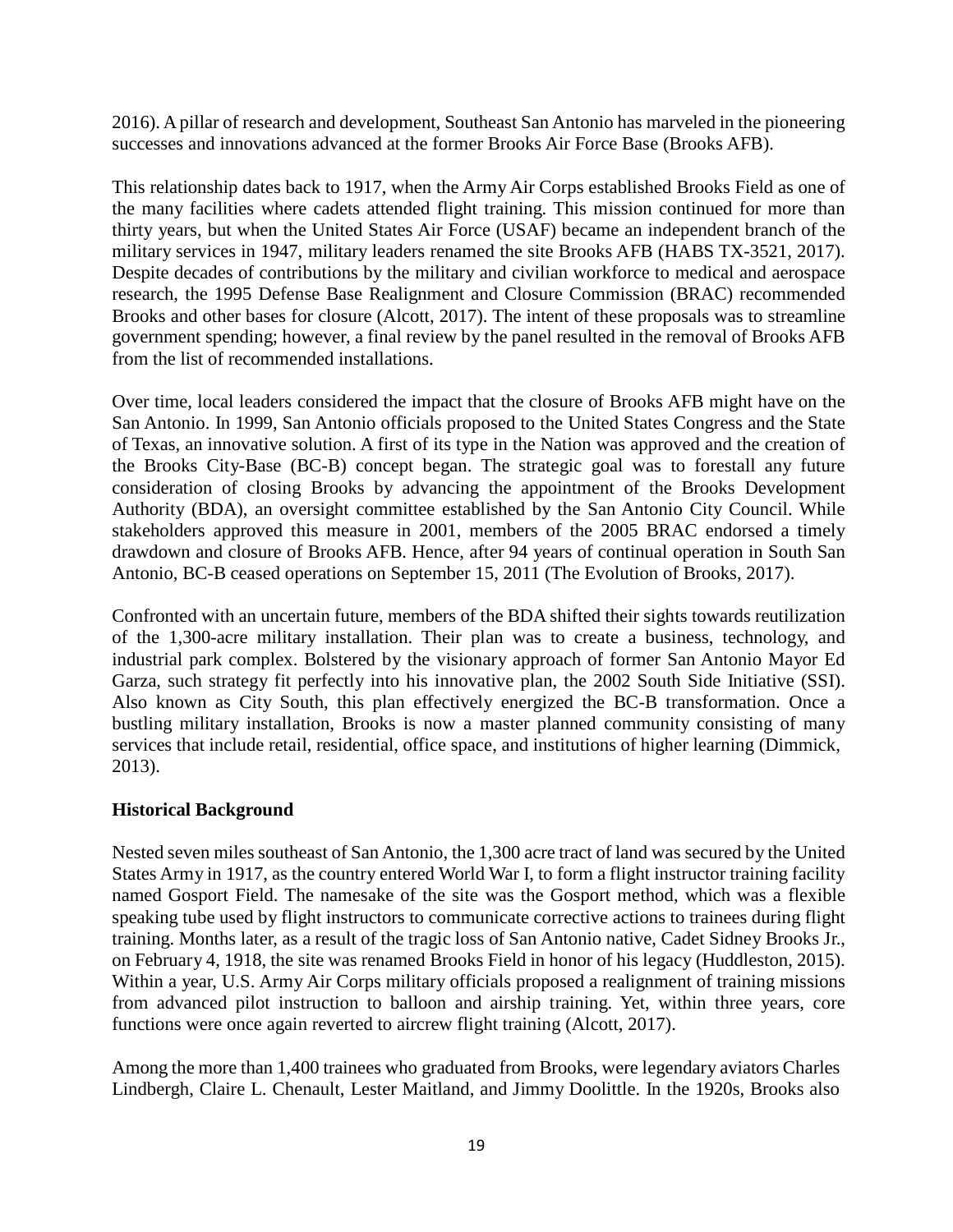2016). A pillar of research and development, Southeast San Antonio has marveled in the pioneering successes and innovations advanced at the former Brooks Air Force Base (Brooks AFB).

This relationship dates back to 1917, when the Army Air Corps established Brooks Field as one of the many facilities where cadets attended flight training. This mission continued for more than thirty years, but when the United States Air Force (USAF) became an independent branch of the military services in 1947, military leaders renamed the site Brooks AFB (HABS TX-3521, 2017). Despite decades of contributions by the military and civilian workforce to medical and aerospace research, the 1995 Defense Base Realignment and Closure Commission (BRAC) recommended Brooks and other bases for closure (Alcott, 2017). The intent of these proposals was to streamline government spending; however, a final review by the panel resulted in the removal of Brooks AFB from the list of recommended installations.

Over time, local leaders considered the impact that the closure of Brooks AFB might have on the San Antonio. In 1999, San Antonio officials proposed to the United States Congress and the State of Texas, an innovative solution. A first of its type in the Nation was approved and the creation of the Brooks City-Base (BC-B) concept began. The strategic goal was to forestall any future consideration of closing Brooks by advancing the appointment of the Brooks Development Authority (BDA), an oversight committee established by the San Antonio City Council. While stakeholders approved this measure in 2001, members of the 2005 BRAC endorsed a timely drawdown and closure of Brooks AFB. Hence, after 94 years of continual operation in South San Antonio, BC-B ceased operations on September 15, 2011 (The Evolution of Brooks, 2017).

Confronted with an uncertain future, members of the BDA shifted their sights towards reutilization of the 1,300-acre military installation. Their plan was to create a business, technology, and industrial park complex. Bolstered by the visionary approach of former San Antonio Mayor Ed Garza, such strategy fit perfectly into his innovative plan, the 2002 South Side Initiative (SSI). Also known as City South, this plan effectively energized the BC-B transformation. Once a bustling military installation, Brooks is now a master planned community consisting of many services that include retail, residential, office space, and institutions of higher learning (Dimmick, 2013).

**Historical Background**

Nested seven miles southeast of San Antonio, the 1,300 acre tract of land was secured by the United States Army in 1917, as the country entered World War I, to form a flight instructor training facility named Gosport Field. The namesake of the site was the Gosport method, which was a flexible speaking tube used by flight instructors to communicate corrective actions to trainees during flight training. Months later, as a result of the tragic loss of San Antonio native, Cadet Sidney Brooks Jr., on February 4, 1918, the site was renamed Brooks Field in honor of his legacy (Huddleston, 2015). Within a year, U.S. Army Air Corps military officials proposed a realignment of training missions from advanced pilot instruction to balloon and airship training. Yet, within three years, core functions were once again reverted to aircrew flight training (Alcott, 2017).

Among the more than 1,400 trainees who graduated from Brooks, were legendary aviators Charles Lindbergh, Claire L. Chenault, Lester Maitland, and Jimmy Doolittle. In the 1920s, Brooks also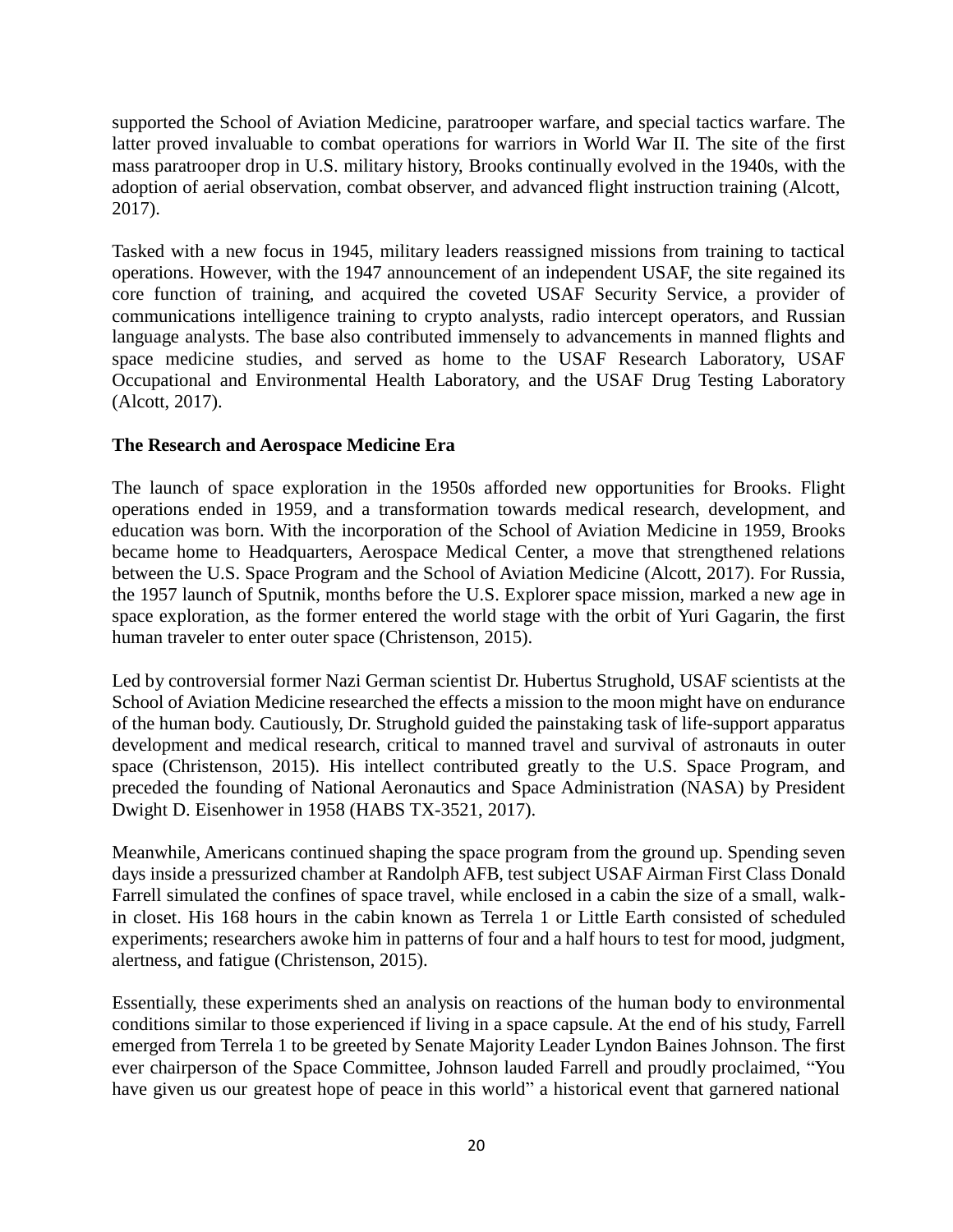supported the School of Aviation Medicine, paratrooper warfare, and special tactics warfare. The latter proved invaluable to combat operations for warriors in World War II. The site of the first mass paratrooper drop in U.S. military history, Brooks continually evolved in the 1940s, with the adoption of aerial observation, combat observer, and advanced flight instruction training (Alcott, 2017).

Tasked with a new focus in 1945, military leaders reassigned missions from training to tactical operations. However, with the 1947 announcement of an independent USAF, the site regained its core function of training, and acquired the coveted USAF Security Service, a provider of communications intelligence training to crypto analysts, radio intercept operators, and Russian language analysts. The base also contributed immensely to advancements in manned flights and space medicine studies, and served as home to the USAF Research Laboratory, USAF Occupational and Environmental Health Laboratory, and the USAF Drug Testing Laboratory (Alcott, 2017).

**The Research and Aerospace Medicine Era**

The launch of space exploration in the 1950s afforded new opportunities for Brooks. Flight operations ended in 1959, and a transformation towards medical research, development, and education was born. With the incorporation of the School of Aviation Medicine in 1959, Brooks became home to Headquarters, Aerospace Medical Center, a move that strengthened relations between the U.S. Space Program and the School of Aviation Medicine (Alcott, 2017). For Russia, the 1957 launch of Sputnik, months before the U.S. Explorer space mission, marked a new age in space exploration, as the former entered the world stage with the orbit of Yuri Gagarin, the first human traveler to enter outer space (Christenson, 2015).

Led by controversial former Nazi German scientist Dr. Hubertus Strughold, USAF scientists at the School of Aviation Medicine researched the effects a mission to the moon might have on endurance of the human body. Cautiously, Dr. Strughold guided the painstaking task of life-support apparatus development and medical research, critical to manned travel and survival of astronauts in outer space (Christenson, 2015). His intellect contributed greatly to the U.S. Space Program, and preceded the founding of National Aeronautics and Space Administration (NASA) by President Dwight D. Eisenhower in 1958 (HABS TX-3521, 2017).

Meanwhile, Americans continued shaping the space program from the ground up. Spending seven days inside a pressurized chamber at Randolph AFB, test subject USAF Airman First Class Donald Farrell simulated the confines of space travel, while enclosed in a cabin the size of a small, walk-in closet. His 168 hours in the cabin known as Terrela 1 or Little Earth consisted of scheduled experiments; researchers awoke him in patterns of four and a half hours to test for mood, judgment, alertness, and fatigue (Christenson, 2015).

Essentially, these experiments shed an analysis on reactions of the human body to environmental conditions similar to those experienced if living in a space capsule. At the end of his study, Farrell emerged from Terrela 1 to be greeted by Senate Majority Leader Lyndon Baines Johnson. The first ever chairperson of the Space Committee, Johnson lauded Farrell and proudly proclaimed, "You have given us our greatest hope of peace in this world" a historical event that garnered national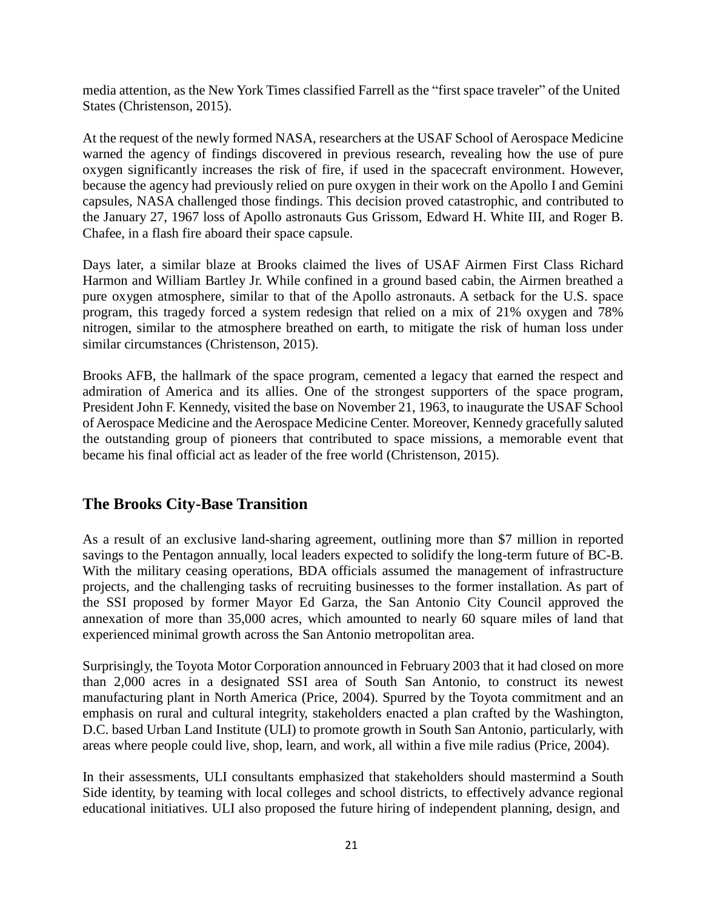media attention, as the New York Times classified Farrell as the "first space traveler" of the United States (Christenson, 2015).

At the request of the newly formed NASA, researchers at the USAF School of Aerospace Medicine warned the agency of findings discovered in previous research, revealing how the use of pure oxygen significantly increases the risk of fire, if used in the spacecraft environment. However, because the agency had previously relied on pure oxygen in their work on the Apollo I and Gemini capsules, NASA challenged those findings. This decision proved catastrophic, and contributed to the January 27, 1967 loss of Apollo astronauts Gus Grissom, Edward H. White III, and Roger B. Chafee, in a flash fire aboard their space capsule.

Days later, a similar blaze at Brooks claimed the lives of USAF Airmen First Class Richard Harmon and William Bartley Jr. While confined in a ground based cabin, the Airmen breathed a pure oxygen atmosphere, similar to that of the Apollo astronauts. A setback for the U.S. space program, this tragedy forced a system redesign that relied on a mix of 21% oxygen and 78% nitrogen, similar to the atmosphere breathed on earth, to mitigate the risk of human loss under similar circumstances (Christenson, 2015).

Brooks AFB, the hallmark of the space program, cemented a legacy that earned the respect and admiration of America and its allies. One of the strongest supporters of the space program, President John F. Kennedy, visited the base on November 21, 1963, to inaugurate the USAF School of Aerospace Medicine and the Aerospace Medicine Center. Moreover, Kennedy gracefully saluted the outstanding group of pioneers that contributed to space missions, a memorable event that became his final official act as leader of the free world (Christenson, 2015).

## The Brooks City-Base Transition

As a result of an exclusive land-sharing agreement, outlining more than $7 million in reported savings to the Pentagon annually, local leaders expected to solidify the long-term future of BC-B. With the military ceasing operations, BDA officials assumed the management of infrastructure projects, and the challenging tasks of recruiting businesses to the former installation. As part of the SSI proposed by former Mayor Ed Garza, the San Antonio City Council approved the annexation of more than 35,000 acres, which amounted to nearly 60 square miles of land that experienced minimal growth across the San Antonio metropolitan area.

Surprisingly, the Toyota Motor Corporation announced in February 2003 that it had closed on more than 2,000 acres in a designated SSI area of South San Antonio, to construct its newest manufacturing plant in North America (Price, 2004). Spurred by the Toyota commitment and an emphasis on rural and cultural integrity, stakeholders enacted a plan crafted by the Washington, D.C. based Urban Land Institute (ULI) to promote growth in South San Antonio, particularly, with areas where people could live, shop, learn, and work, all within a five mile radius (Price, 2004).

In their assessments, ULI consultants emphasized that stakeholders should mastermind a South Side identity, by teaming with local colleges and school districts, to effectively advance regional educational initiatives. ULI also proposed the future hiring of independent planning, design, and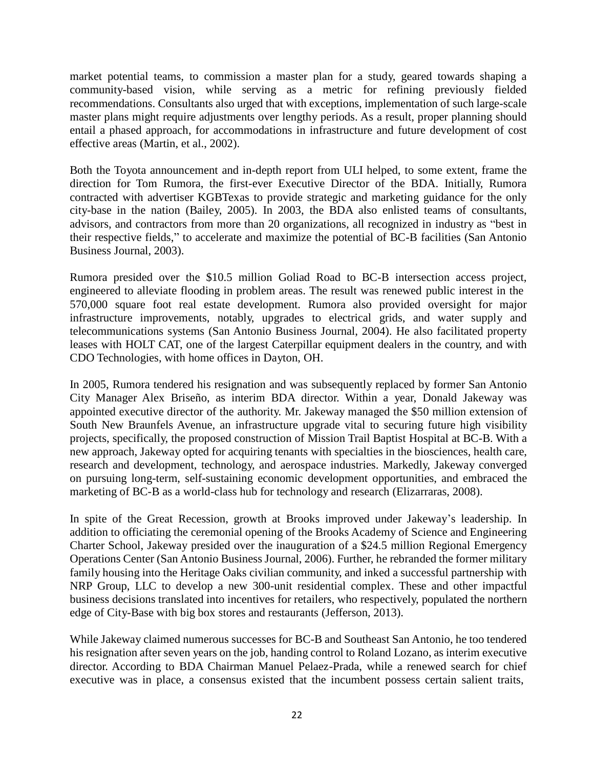market potential teams, to commission a master plan for a study, geared towards shaping a community-based vision, while serving as a metric for refining previously fielded recommendations. Consultants also urged that with exceptions, implementation of such large-scale master plans might require adjustments over lengthy periods. As a result, proper planning should entail a phased approach, for accommodations in infrastructure and future development of cost effective areas (Martin, et al., 2002).

Both the Toyota announcement and in-depth report from ULI helped, to some extent, frame the direction for Tom Rumora, the first-ever Executive Director of the BDA. Initially, Rumora contracted with advertiser KGBTexas to provide strategic and marketing guidance for the only city-base in the nation (Bailey, 2005). In 2003, the BDA also enlisted teams of consultants, advisors, and contractors from more than 20 organizations, all recognized in industry as "best in their respective fields," to accelerate and maximize the potential of BC-B facilities (San Antonio Business Journal, 2003).

Rumora presided over the $10.5 million Goliad Road to BC-B intersection access project, engineered to alleviate flooding in problem areas. The result was renewed public interest in the 570,000 square foot real estate development. Rumora also provided oversight for major infrastructure improvements, notably, upgrades to electrical grids, and water supply and telecommunications systems (San Antonio Business Journal, 2004). He also facilitated property leases with HOLT CAT, one of the largest Caterpillar equipment dealers in the country, and with CDO Technologies, with home offices in Dayton, OH.

In 2005, Rumora tendered his resignation and was subsequently replaced by former San Antonio City Manager Alex Briseño, as interim BDA director. Within a year, Donald Jakeway was appointed executive director of the authority. Mr. Jakeway managed the $50 million extension of South New Braunfels Avenue, an infrastructure upgrade vital to securing future high visibility projects, specifically, the proposed construction of Mission Trail Baptist Hospital at BC-B. With a new approach, Jakeway opted for acquiring tenants with specialties in the biosciences, health care, research and development, technology, and aerospace industries. Markedly, Jakeway converged on pursuing long-term, self-sustaining economic development opportunities, and embraced the marketing of BC-B as a world-class hub for technology and research (Elizarraras, 2008).

In spite of the Great Recession, growth at Brooks improved under Jakeway's leadership. In addition to officiating the ceremonial opening of the Brooks Academy of Science and Engineering Charter School, Jakeway presided over the inauguration of a $24.5 million Regional Emergency Operations Center (San Antonio Business Journal, 2006). Further, he rebranded the former military family housing into the Heritage Oaks civilian community, and inked a successful partnership with NRP Group, LLC to develop a new 300-unit residential complex. These and other impactful business decisions translated into incentives for retailers, who respectively, populated the northern edge of City-Base with big box stores and restaurants (Jefferson, 2013).

While Jakeway claimed numerous successes for BC-B and Southeast San Antonio, he too tendered his resignation after seven years on the job, handing control to Roland Lozano, as interim executive director. According to BDA Chairman Manuel Pelaez-Prada, while a renewed search for chief executive was in place, a consensus existed that the incumbent possess certain salient traits,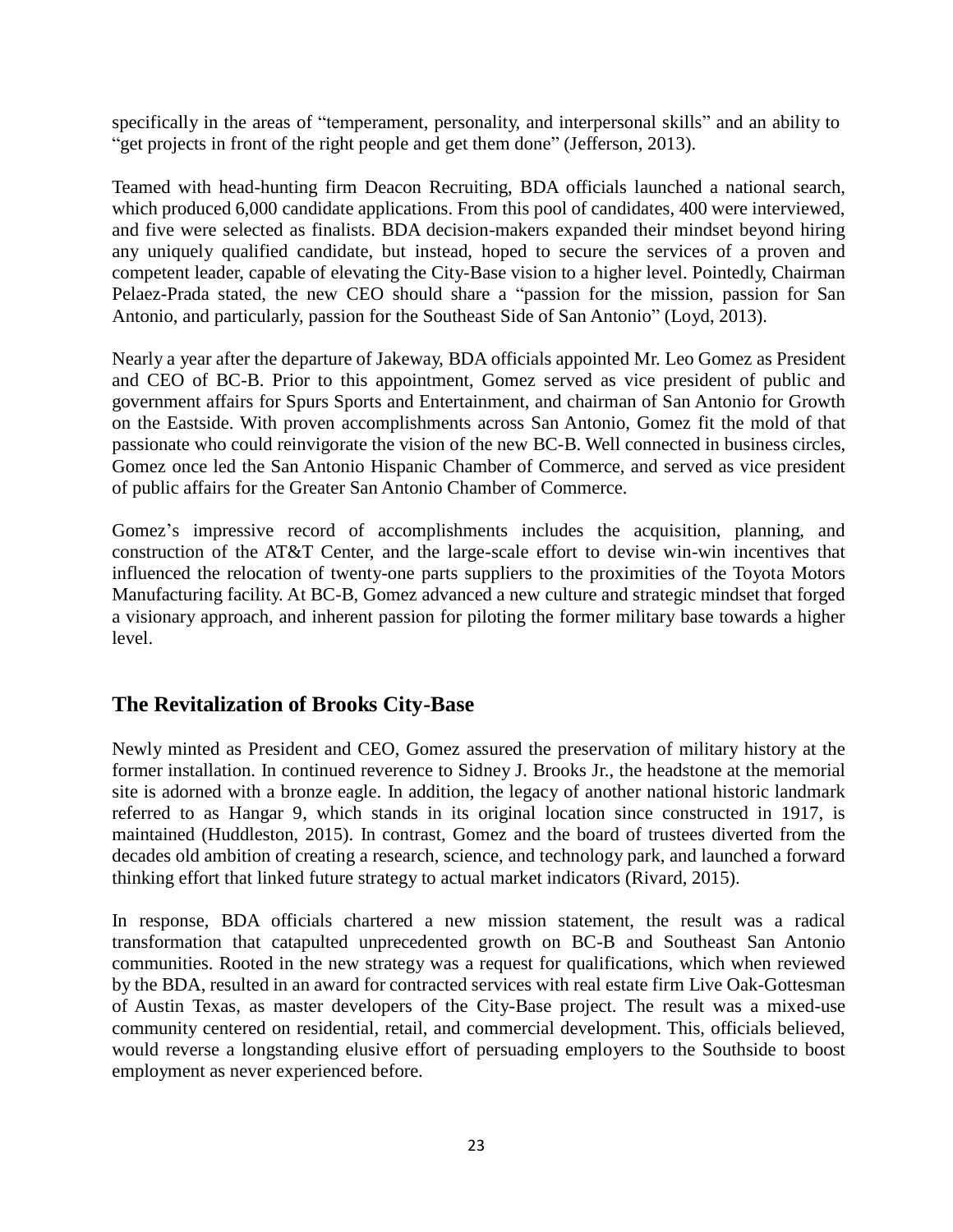specifically in the areas of "temperament, personality, and interpersonal skills" and an ability to "get projects in front of the right people and get them done" (Jefferson, 2013).

Teamed with head-hunting firm Deacon Recruiting, BDA officials launched a national search, which produced 6,000 candidate applications. From this pool of candidates, 400 were interviewed, and five were selected as finalists. BDA decision-makers expanded their mindset beyond hiring any uniquely qualified candidate, but instead, hoped to secure the services of a proven and competent leader, capable of elevating the City-Base vision to a higher level. Pointedly, Chairman Pelaez-Prada stated, the new CEO should share a "passion for the mission, passion for San Antonio, and particularly, passion for the Southeast Side of San Antonio" (Loyd, 2013).

Nearly a year after the departure of Jakeway, BDA officials appointed Mr. Leo Gomez as President and CEO of BC-B. Prior to this appointment, Gomez served as vice president of public and government affairs for Spurs Sports and Entertainment, and chairman of San Antonio for Growth on the Eastside. With proven accomplishments across San Antonio, Gomez fit the mold of that passionate who could reinvigorate the vision of the new BC-B. Well connected in business circles, Gomez once led the San Antonio Hispanic Chamber of Commerce, and served as vice president of public affairs for the Greater San Antonio Chamber of Commerce.

Gomez's impressive record of accomplishments includes the acquisition, planning, and construction of the AT&T Center, and the large-scale effort to devise win-win incentives that influenced the relocation of twenty-one parts suppliers to the proximities of the Toyota Motors Manufacturing facility. At BC-B, Gomez advanced a new culture and strategic mindset that forged a visionary approach, and inherent passion for piloting the former military base towards a higher level.

## The Revitalization of Brooks City-Base

Newly minted as President and CEO, Gomez assured the preservation of military history at the former installation. In continued reverence to Sidney J. Brooks Jr., the headstone at the memorial site is adorned with a bronze eagle. In addition, the legacy of another national historic landmark referred to as Hangar 9, which stands in its original location since constructed in 1917, is maintained (Huddleston, 2015). In contrast, Gomez and the board of trustees diverted from the decades old ambition of creating a research, science, and technology park, and launched a forward thinking effort that linked future strategy to actual market indicators (Rivard, 2015).

In response, BDA officials chartered a new mission statement, the result was a radical transformation that catapulted unprecedented growth on BC-B and Southeast San Antonio communities. Rooted in the new strategy was a request for qualifications, which when reviewed by the BDA, resulted in an award for contracted services with real estate firm Live Oak-Gottesman of Austin Texas, as master developers of the City-Base project. The result was a mixed-use community centered on residential, retail, and commercial development. This, officials believed, would reverse a longstanding elusive effort of persuading employers to the Southside to boost employment as never experienced before.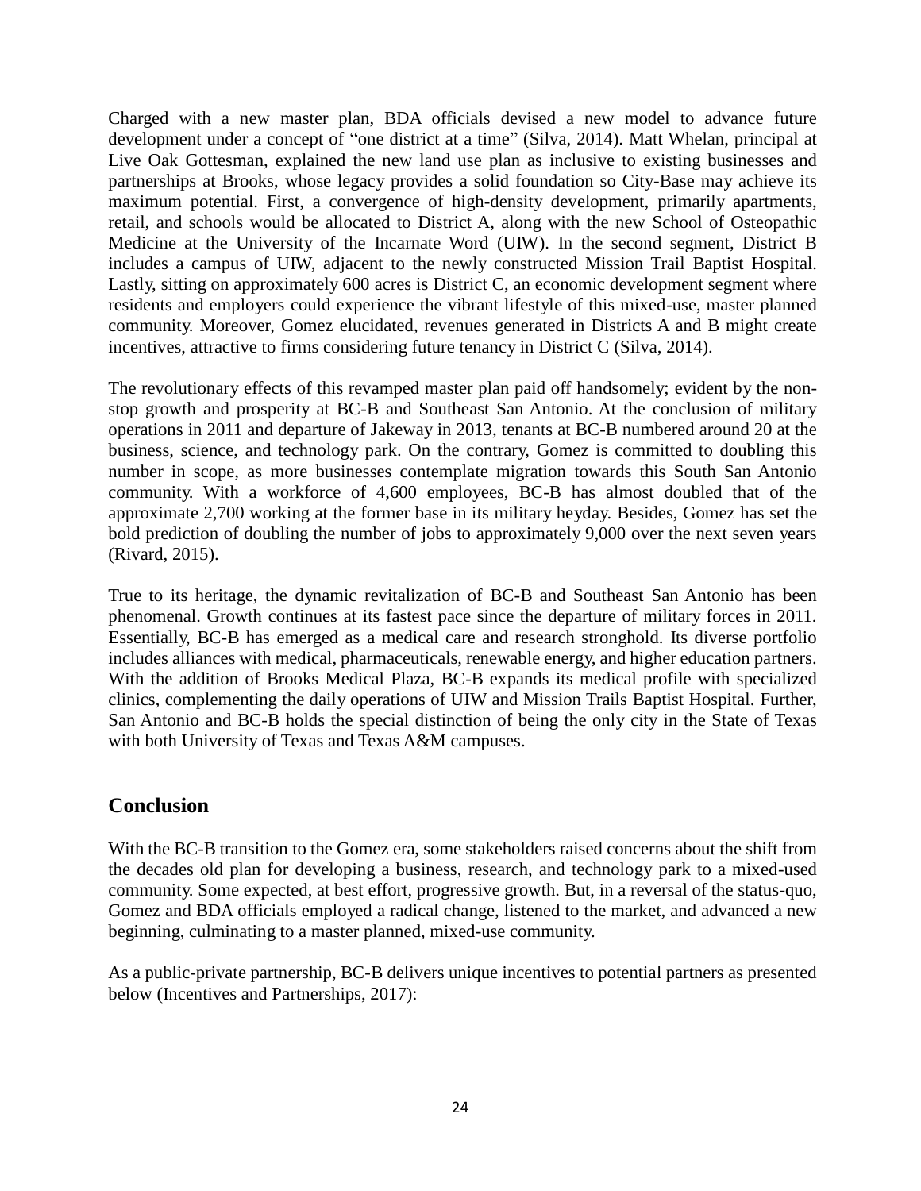Charged with a new master plan, BDA officials devised a new model to advance future development under a concept of "one district at a time" (Silva, 2014). Matt Whelan, principal at Live Oak Gottesman, explained the new land use plan as inclusive to existing businesses and partnerships at Brooks, whose legacy provides a solid foundation so City-Base may achieve its maximum potential. First, a convergence of high-density development, primarily apartments, retail, and schools would be allocated to District A, along with the new School of Osteopathic Medicine at the University of the Incarnate Word (UIW). In the second segment, District B includes a campus of UIW, adjacent to the newly constructed Mission Trail Baptist Hospital. Lastly, sitting on approximately 600 acres is District C, an economic development segment where residents and employers could experience the vibrant lifestyle of this mixed-use, master planned community. Moreover, Gomez elucidated, revenues generated in Districts A and B might create incentives, attractive to firms considering future tenancy in District C (Silva, 2014).

The revolutionary effects of this revamped master plan paid off handsomely; evident by the non-stop growth and prosperity at BC-B and Southeast San Antonio. At the conclusion of military operations in 2011 and departure of Jakeway in 2013, tenants at BC-B numbered around 20 at the business, science, and technology park. On the contrary, Gomez is committed to doubling this number in scope, as more businesses contemplate migration towards this South San Antonio community. With a workforce of 4,600 employees, BC-B has almost doubled that of the approximate 2,700 working at the former base in its military heyday. Besides, Gomez has set the bold prediction of doubling the number of jobs to approximately 9,000 over the next seven years (Rivard, 2015).

True to its heritage, the dynamic revitalization of BC-B and Southeast San Antonio has been phenomenal. Growth continues at its fastest pace since the departure of military forces in 2011. Essentially, BC-B has emerged as a medical care and research stronghold. Its diverse portfolio includes alliances with medical, pharmaceuticals, renewable energy, and higher education partners. With the addition of Brooks Medical Plaza, BC-B expands its medical profile with specialized clinics, complementing the daily operations of UIW and Mission Trails Baptist Hospital. Further, San Antonio and BC-B holds the special distinction of being the only city in the State of Texas with both University of Texas and Texas A&M campuses.

## Conclusion

With the BC-B transition to the Gomez era, some stakeholders raised concerns about the shift from the decades old plan for developing a business, research, and technology park to a mixed-used community. Some expected, at best effort, progressive growth. But, in a reversal of the status-quo, Gomez and BDA officials employed a radical change, listened to the market, and advanced a new beginning, culminating to a master planned, mixed-use community.

As a public-private partnership, BC-B delivers unique incentives to potential partners as presented below (Incentives and Partnerships, 2017):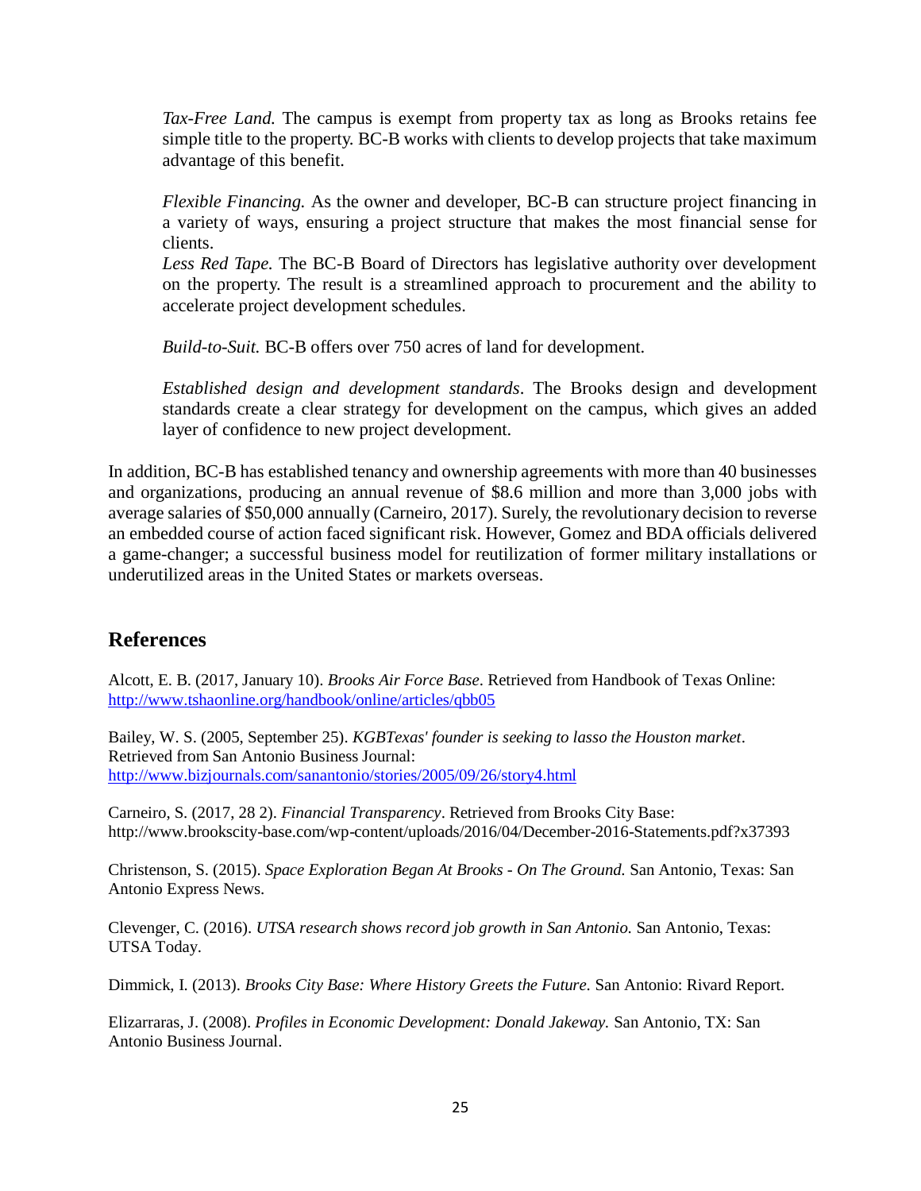*Tax-Free Land.* The campus is exempt from property tax as long as Brooks retains fee simple title to the property. BC-B works with clients to develop projects that take maximum advantage of this benefit.

*Flexible Financing.* As the owner and developer, BC-B can structure project financing in a variety of ways, ensuring a project structure that makes the most financial sense for clients.

*Less Red Tape.* The BC-B Board of Directors has legislative authority over development on the property. The result is a streamlined approach to procurement and the ability to accelerate project development schedules.

*Build-to-Suit.* BC-B offers over 750 acres of land for development.

*Established design and development standards*. The Brooks design and development standards create a clear strategy for development on the campus, which gives an added layer of confidence to new project development.

In addition, BC-B has established tenancy and ownership agreements with more than 40 businesses and organizations, producing an annual revenue of $8.6 million and more than 3,000 jobs with average salaries of $50,000 annually (Carneiro, 2017). Surely, the revolutionary decision to reverse an embedded course of action faced significant risk. However, Gomez and BDA officials delivered a game-changer; a successful business model for reutilization of former military installations or underutilized areas in the United States or markets overseas.

## References

Alcott, E. B. (2017, January 10). *Brooks Air Force Base*. Retrieved from Handbook of Texas Online: http://www.tshaonline.org/handbook/online/articles/qbb05

Bailey, W. S. (2005, September 25). *KGBTexas' founder is seeking to lasso the Houston market*. Retrieved from San Antonio Business Journal: http://www.bizjournals.com/sanantonio/stories/2005/09/26/story4.html

Carneiro, S. (2017, 28 2). *Financial Transparency*. Retrieved from Brooks City Base: http://www.brookscity-base.com/wp-content/uploads/2016/04/December-2016-Statements.pdf?x37393

Christenson, S. (2015). *Space Exploration Began At Brooks - On The Ground.* San Antonio, Texas: San Antonio Express News.

Clevenger, C. (2016). *UTSA research shows record job growth in San Antonio.* San Antonio, Texas: UTSA Today.

Dimmick, I. (2013). *Brooks City Base: Where History Greets the Future.* San Antonio: Rivard Report.

Elizarraras, J. (2008). *Profiles in Economic Development: Donald Jakeway.* San Antonio, TX: San Antonio Business Journal.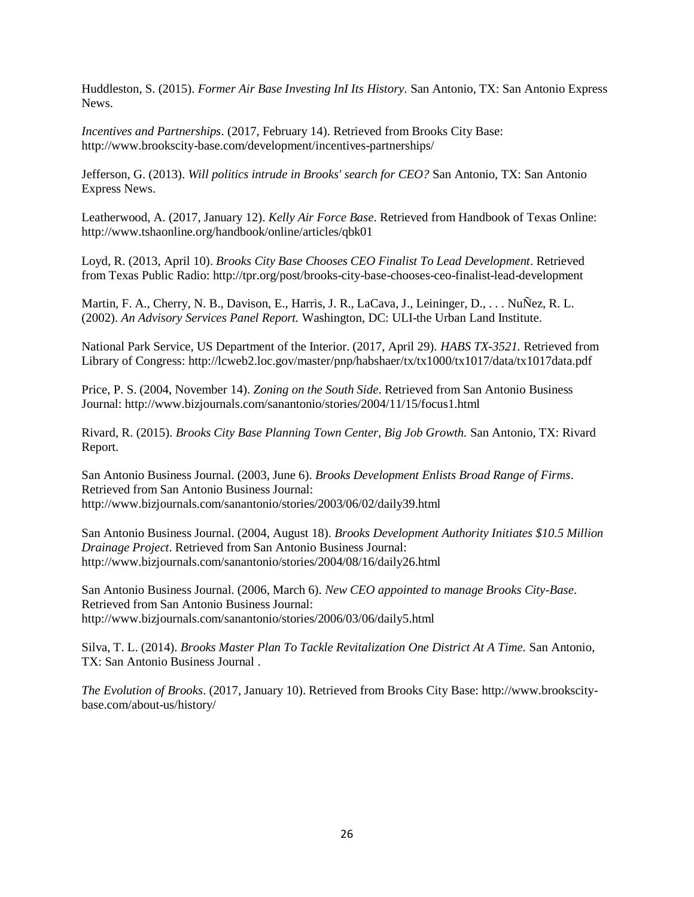Huddleston, S. (2015). *Former Air Base Investing InI Its History.* San Antonio, TX: San Antonio Express News.

*Incentives and Partnerships*. (2017, February 14). Retrieved from Brooks City Base: http://www.brookscity-base.com/development/incentives-partnerships/

Jefferson, G. (2013). *Will politics intrude in Brooks' search for CEO?* San Antonio, TX: San Antonio Express News.

Leatherwood, A. (2017, January 12). *Kelly Air Force Base*. Retrieved from Handbook of Texas Online: http://www.tshaonline.org/handbook/online/articles/qbk01

Loyd, R. (2013, April 10). *Brooks City Base Chooses CEO Finalist To Lead Development*. Retrieved from Texas Public Radio: http://tpr.org/post/brooks-city-base-chooses-ceo-finalist-lead-development

Martin, F. A., Cherry, N. B., Davison, E., Harris, J. R., LaCava, J., Leininger, D., . . . NuÑez, R. L. (2002). *An Advisory Services Panel Report.* Washington, DC: ULI-the Urban Land Institute.

National Park Service, US Department of the Interior. (2017, April 29). *HABS TX-3521.* Retrieved from Library of Congress: http://lcweb2.loc.gov/master/pnp/habshaer/tx/tx1000/tx1017/data/tx1017data.pdf

Price, P. S. (2004, November 14). *Zoning on the South Side*. Retrieved from San Antonio Business Journal: http://www.bizjournals.com/sanantonio/stories/2004/11/15/focus1.html

Rivard, R. (2015). *Brooks City Base Planning Town Center, Big Job Growth.* San Antonio, TX: Rivard Report.

San Antonio Business Journal. (2003, June 6). *Brooks Development Enlists Broad Range of Firms*. Retrieved from San Antonio Business Journal: http://www.bizjournals.com/sanantonio/stories/2003/06/02/daily39.html

San Antonio Business Journal. (2004, August 18). *Brooks Development Authority Initiates $10.5 Million Drainage Project*. Retrieved from San Antonio Business Journal: http://www.bizjournals.com/sanantonio/stories/2004/08/16/daily26.html

San Antonio Business Journal. (2006, March 6). *New CEO appointed to manage Brooks City-Base*. Retrieved from San Antonio Business Journal: http://www.bizjournals.com/sanantonio/stories/2006/03/06/daily5.html

Silva, T. L. (2014). *Brooks Master Plan To Tackle Revitalization One District At A Time.* San Antonio, TX: San Antonio Business Journal .

*The Evolution of Brooks*. (2017, January 10). Retrieved from Brooks City Base: http://www.brookscity-base.com/about-us/history/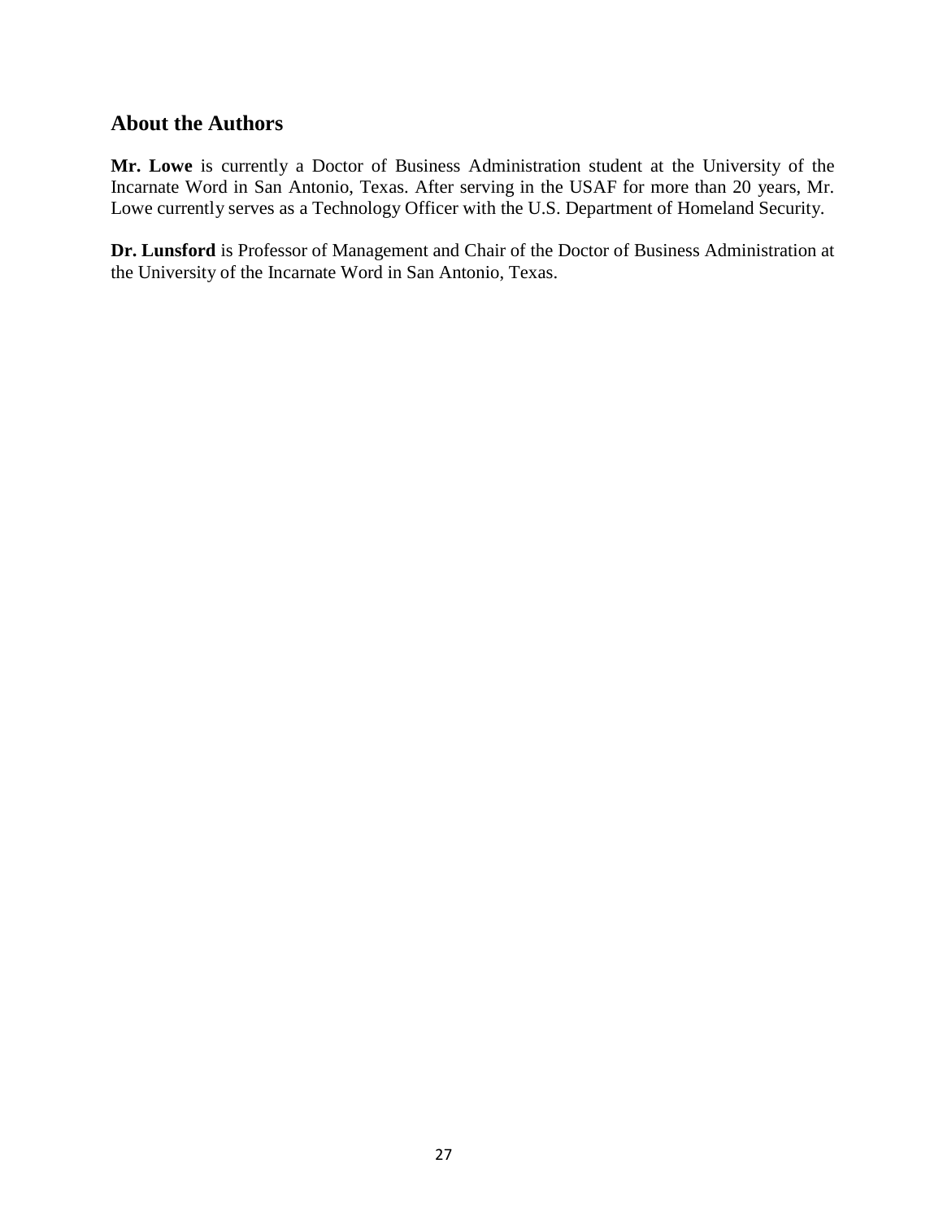## About the Authors

**Mr. Lowe** is currently a Doctor of Business Administration student at the University of the Incarnate Word in San Antonio, Texas. After serving in the USAF for more than 20 years, Mr. Lowe currently serves as a Technology Officer with the U.S. Department of Homeland Security.

**Dr. Lunsford** is Professor of Management and Chair of the Doctor of Business Administration at the University of the Incarnate Word in San Antonio, Texas.